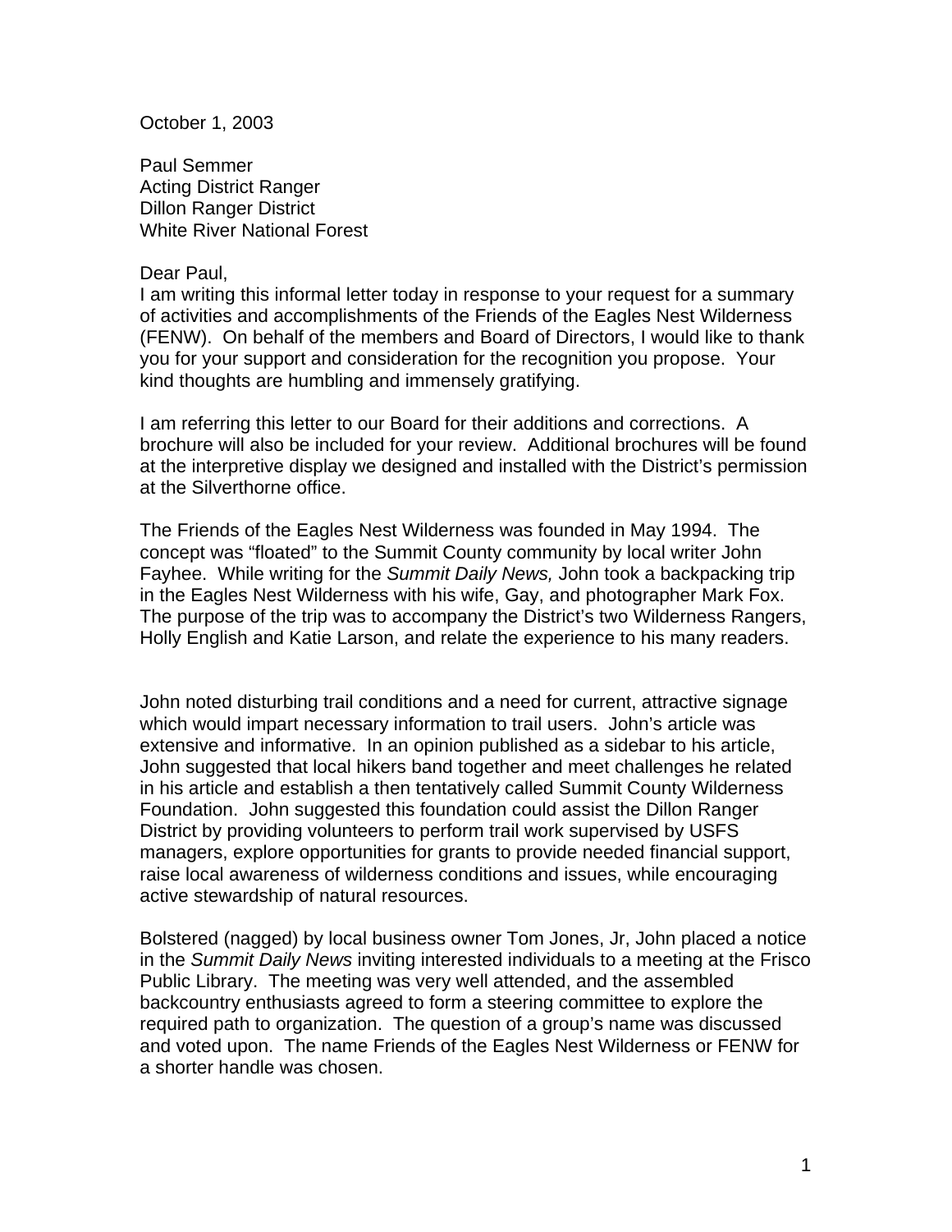October 1, 2003

Paul Semmer  
Acting District Ranger  
Dillon Ranger District  
White River National Forest

Dear Paul,  
I am writing this informal letter today in response to your request for a summary of activities and accomplishments of the Friends of the Eagles Nest Wilderness (FENW). On behalf of the members and Board of Directors, I would like to thank you for your support and consideration for the recognition you propose. Your kind thoughts are humbling and immensely gratifying.

I am referring this letter to our Board for their additions and corrections. A brochure will also be included for your review. Additional brochures will be found at the interpretive display we designed and installed with the District's permission at the Silverthorne office.

The Friends of the Eagles Nest Wilderness was founded in May 1994. The concept was "floated" to the Summit County community by local writer John Fayhee. While writing for the *Summit Daily News,* John took a backpacking trip in the Eagles Nest Wilderness with his wife, Gay, and photographer Mark Fox. The purpose of the trip was to accompany the District's two Wilderness Rangers, Holly English and Katie Larson, and relate the experience to his many readers.

John noted disturbing trail conditions and a need for current, attractive signage which would impart necessary information to trail users. John's article was extensive and informative. In an opinion published as a sidebar to his article, John suggested that local hikers band together and meet challenges he related in his article and establish a then tentatively called Summit County Wilderness Foundation. John suggested this foundation could assist the Dillon Ranger District by providing volunteers to perform trail work supervised by USFS managers, explore opportunities for grants to provide needed financial support, raise local awareness of wilderness conditions and issues, while encouraging active stewardship of natural resources.

Bolstered (nagged) by local business owner Tom Jones, Jr, John placed a notice in the *Summit Daily News* inviting interested individuals to a meeting at the Frisco Public Library. The meeting was very well attended, and the assembled backcountry enthusiasts agreed to form a steering committee to explore the required path to organization. The question of a group's name was discussed and voted upon. The name Friends of the Eagles Nest Wilderness or FENW for a shorter handle was chosen.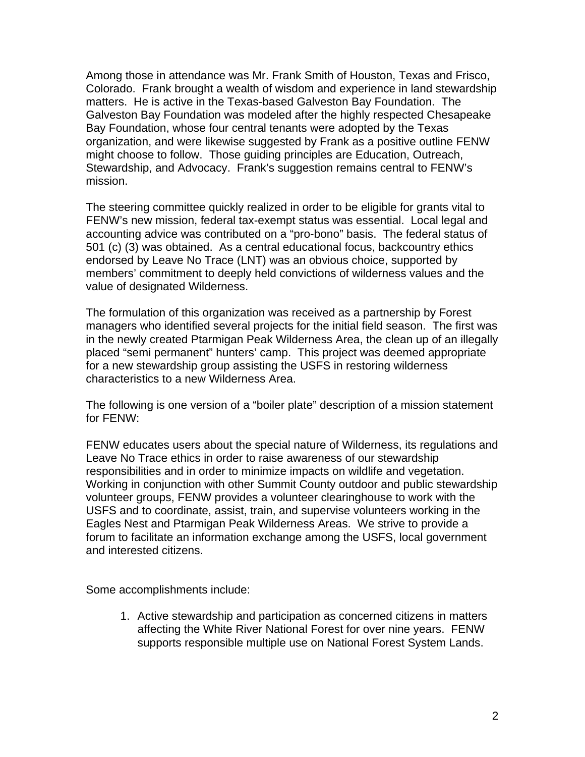Among those in attendance was Mr. Frank Smith of Houston, Texas and Frisco, Colorado. Frank brought a wealth of wisdom and experience in land stewardship matters. He is active in the Texas-based Galveston Bay Foundation. The Galveston Bay Foundation was modeled after the highly respected Chesapeake Bay Foundation, whose four central tenants were adopted by the Texas organization, and were likewise suggested by Frank as a positive outline FENW might choose to follow. Those guiding principles are Education, Outreach, Stewardship, and Advocacy. Frank's suggestion remains central to FENW's mission.

The steering committee quickly realized in order to be eligible for grants vital to FENW's new mission, federal tax-exempt status was essential. Local legal and accounting advice was contributed on a "pro-bono" basis. The federal status of 501 (c) (3) was obtained. As a central educational focus, backcountry ethics endorsed by Leave No Trace (LNT) was an obvious choice, supported by members' commitment to deeply held convictions of wilderness values and the value of designated Wilderness.

The formulation of this organization was received as a partnership by Forest managers who identified several projects for the initial field season. The first was in the newly created Ptarmigan Peak Wilderness Area, the clean up of an illegally placed "semi permanent" hunters' camp. This project was deemed appropriate for a new stewardship group assisting the USFS in restoring wilderness characteristics to a new Wilderness Area.

The following is one version of a "boiler plate" description of a mission statement for FENW:

FENW educates users about the special nature of Wilderness, its regulations and Leave No Trace ethics in order to raise awareness of our stewardship responsibilities and in order to minimize impacts on wildlife and vegetation. Working in conjunction with other Summit County outdoor and public stewardship volunteer groups, FENW provides a volunteer clearinghouse to work with the USFS and to coordinate, assist, train, and supervise volunteers working in the Eagles Nest and Ptarmigan Peak Wilderness Areas. We strive to provide a forum to facilitate an information exchange among the USFS, local government and interested citizens.

Some accomplishments include:

1. Active stewardship and participation as concerned citizens in matters affecting the White River National Forest for over nine years. FENW supports responsible multiple use on National Forest System Lands.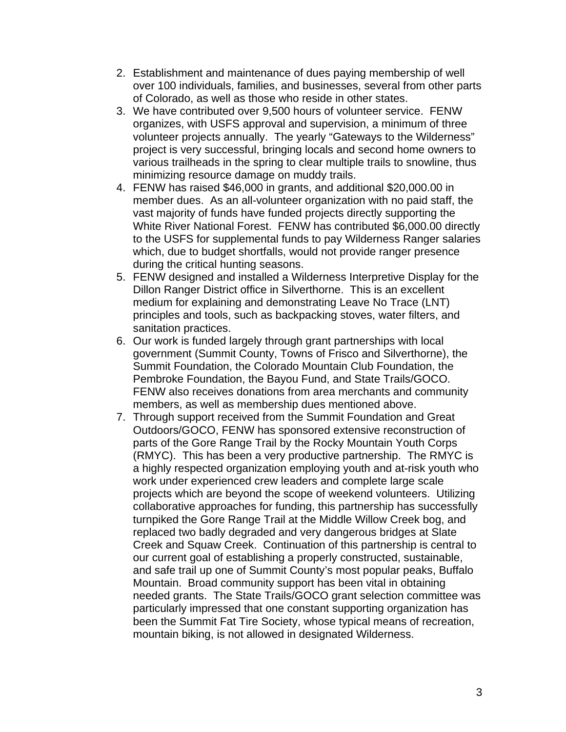2. Establishment and maintenance of dues paying membership of well over 100 individuals, families, and businesses, several from other parts of Colorado, as well as those who reside in other states.
3. We have contributed over 9,500 hours of volunteer service. FENW organizes, with USFS approval and supervision, a minimum of three volunteer projects annually. The yearly "Gateways to the Wilderness" project is very successful, bringing locals and second home owners to various trailheads in the spring to clear multiple trails to snowline, thus minimizing resource damage on muddy trails.
4. FENW has raised $46,000 in grants, and additional $20,000.00 in member dues. As an all-volunteer organization with no paid staff, the vast majority of funds have funded projects directly supporting the White River National Forest. FENW has contributed $6,000.00 directly to the USFS for supplemental funds to pay Wilderness Ranger salaries which, due to budget shortfalls, would not provide ranger presence during the critical hunting seasons.
5. FENW designed and installed a Wilderness Interpretive Display for the Dillon Ranger District office in Silverthorne. This is an excellent medium for explaining and demonstrating Leave No Trace (LNT) principles and tools, such as backpacking stoves, water filters, and sanitation practices.
6. Our work is funded largely through grant partnerships with local government (Summit County, Towns of Frisco and Silverthorne), the Summit Foundation, the Colorado Mountain Club Foundation, the Pembroke Foundation, the Bayou Fund, and State Trails/GOCO. FENW also receives donations from area merchants and community members, as well as membership dues mentioned above.
7. Through support received from the Summit Foundation and Great Outdoors/GOCO, FENW has sponsored extensive reconstruction of parts of the Gore Range Trail by the Rocky Mountain Youth Corps (RMYC). This has been a very productive partnership. The RMYC is a highly respected organization employing youth and at-risk youth who work under experienced crew leaders and complete large scale projects which are beyond the scope of weekend volunteers. Utilizing collaborative approaches for funding, this partnership has successfully turnpiked the Gore Range Trail at the Middle Willow Creek bog, and replaced two badly degraded and very dangerous bridges at Slate Creek and Squaw Creek. Continuation of this partnership is central to our current goal of establishing a properly constructed, sustainable, and safe trail up one of Summit County's most popular peaks, Buffalo Mountain. Broad community support has been vital in obtaining needed grants. The State Trails/GOCO grant selection committee was particularly impressed that one constant supporting organization has been the Summit Fat Tire Society, whose typical means of recreation, mountain biking, is not allowed in designated Wilderness.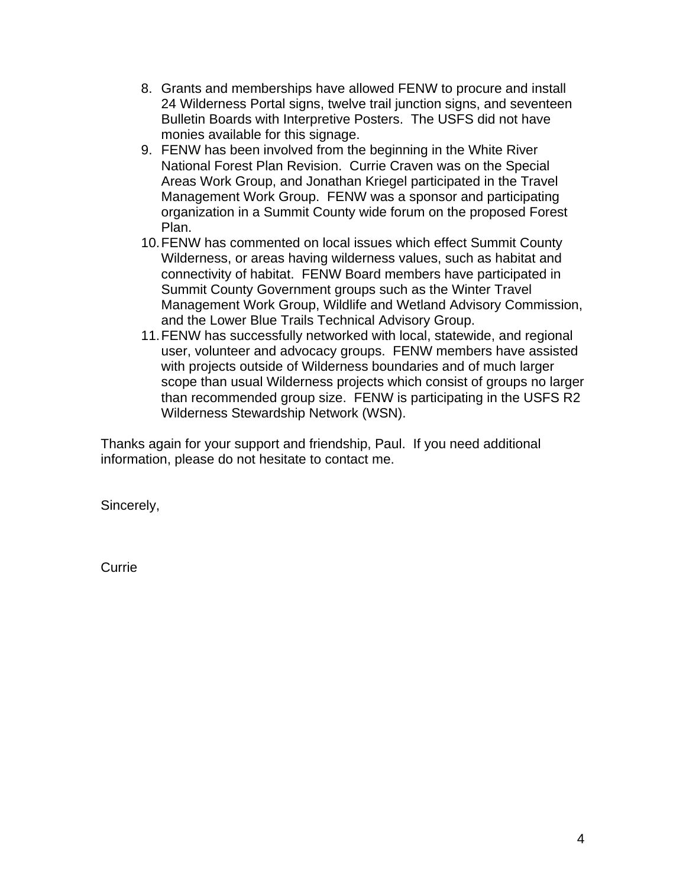8. Grants and memberships have allowed FENW to procure and install 24 Wilderness Portal signs, twelve trail junction signs, and seventeen Bulletin Boards with Interpretive Posters. The USFS did not have monies available for this signage.
9. FENW has been involved from the beginning in the White River National Forest Plan Revision. Currie Craven was on the Special Areas Work Group, and Jonathan Kriegel participated in the Travel Management Work Group. FENW was a sponsor and participating organization in a Summit County wide forum on the proposed Forest Plan.
10. FENW has commented on local issues which effect Summit County Wilderness, or areas having wilderness values, such as habitat and connectivity of habitat. FENW Board members have participated in Summit County Government groups such as the Winter Travel Management Work Group, Wildlife and Wetland Advisory Commission, and the Lower Blue Trails Technical Advisory Group.
11. FENW has successfully networked with local, statewide, and regional user, volunteer and advocacy groups. FENW members have assisted with projects outside of Wilderness boundaries and of much larger scope than usual Wilderness projects which consist of groups no larger than recommended group size. FENW is participating in the USFS R2 Wilderness Stewardship Network (WSN).

Thanks again for your support and friendship, Paul. If you need additional information, please do not hesitate to contact me.

Sincerely,

Currie